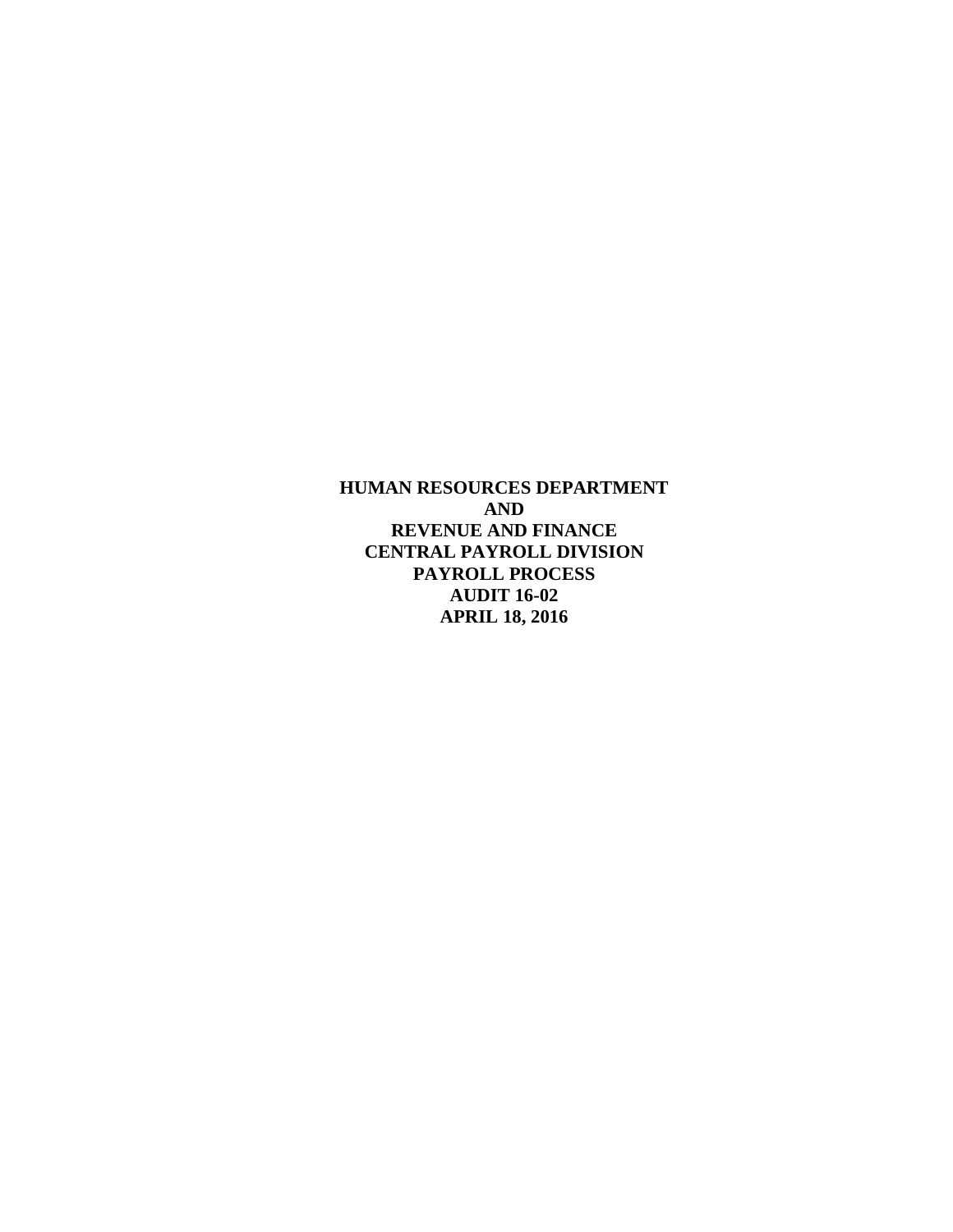# HUMAN RESOURCES DEPARTMENT
# AND
# REVENUE AND FINANCE
# CENTRAL PAYROLL DIVISION
# PAYROLL PROCESS
# AUDIT 16-02
# APRIL 18, 2016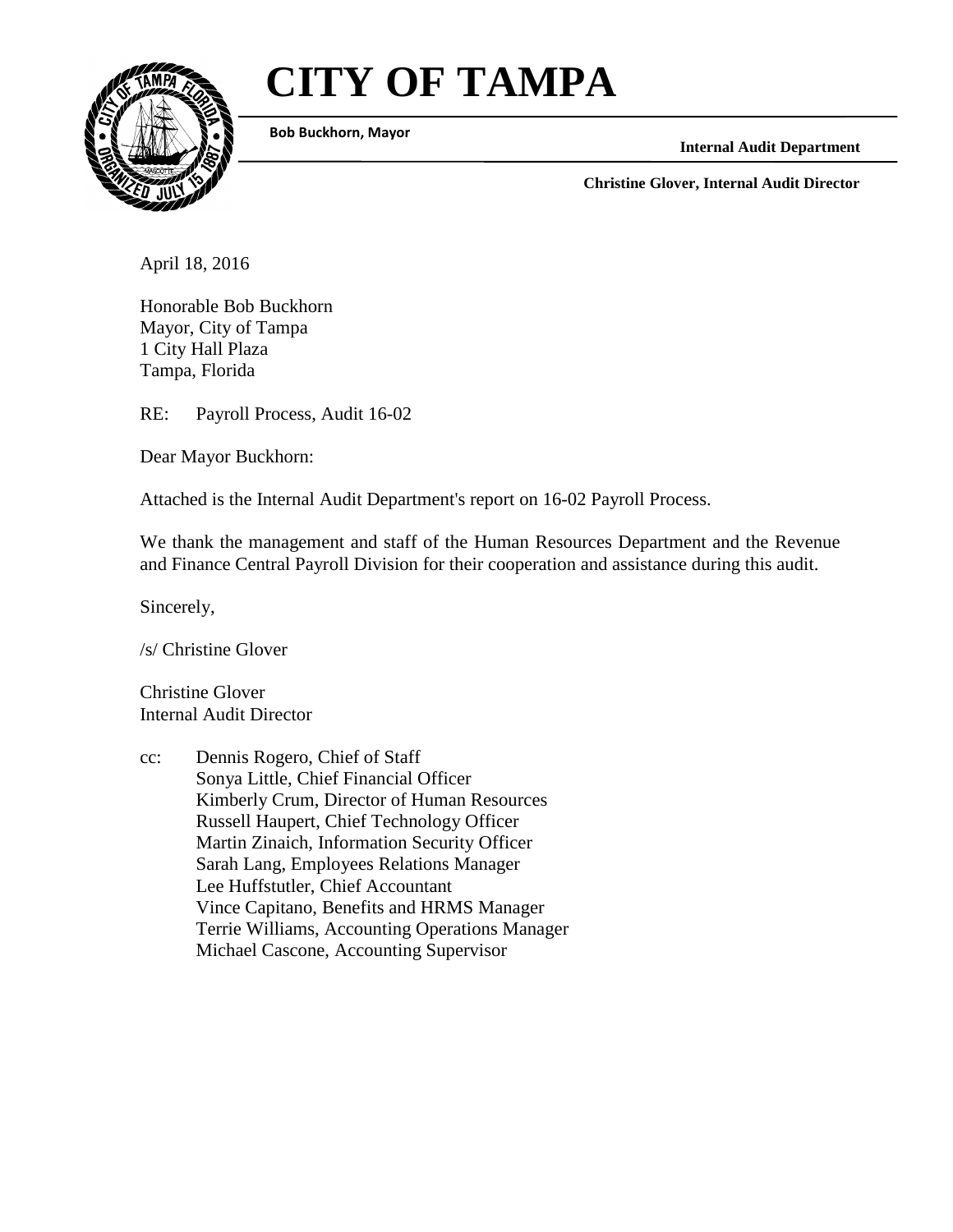# CITY OF TAMPA

**Bob Buckhorn, Mayor**

**Internal Audit Department**

**Christine Glover, Internal Audit Director**

April 18, 2016

Honorable Bob Buckhorn
Mayor, City of Tampa
1 City Hall Plaza
Tampa, Florida

RE: Payroll Process, Audit 16-02

Dear Mayor Buckhorn:

Attached is the Internal Audit Department's report on 16-02 Payroll Process.

We thank the management and staff of the Human Resources Department and the Revenue and Finance Central Payroll Division for their cooperation and assistance during this audit.

Sincerely,

/s/ Christine Glover

Christine Glover
Internal Audit Director

cc: Dennis Rogero, Chief of Staff
Sonya Little, Chief Financial Officer
Kimberly Crum, Director of Human Resources
Russell Haupert, Chief Technology Officer
Martin Zinaich, Information Security Officer
Sarah Lang, Employees Relations Manager
Lee Huffstutler, Chief Accountant
Vince Capitano, Benefits and HRMS Manager
Terrie Williams, Accounting Operations Manager
Michael Cascone, Accounting Supervisor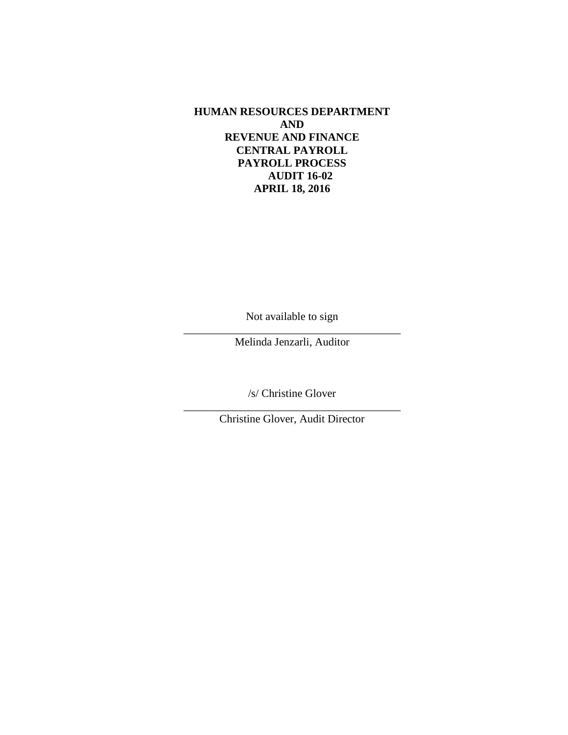**HUMAN RESOURCES DEPARTMENT**
**AND**
**REVENUE AND FINANCE**
**CENTRAL PAYROLL**
**PAYROLL PROCESS**
**AUDIT 16-02**
**APRIL 18, 2016**

Not available to sign

\_\_\_\_\_\_\_\_\_\_\_\_\_\_\_\_\_\_\_\_\_\_\_\_\_\_\_\_\_\_\_\_\_\_\_\_\_\_\_\_

Melinda Jenzarli, Auditor

/s/ Christine Glover

\_\_\_\_\_\_\_\_\_\_\_\_\_\_\_\_\_\_\_\_\_\_\_\_\_\_\_\_\_\_\_\_\_\_\_\_\_\_\_\_

Christine Glover, Audit Director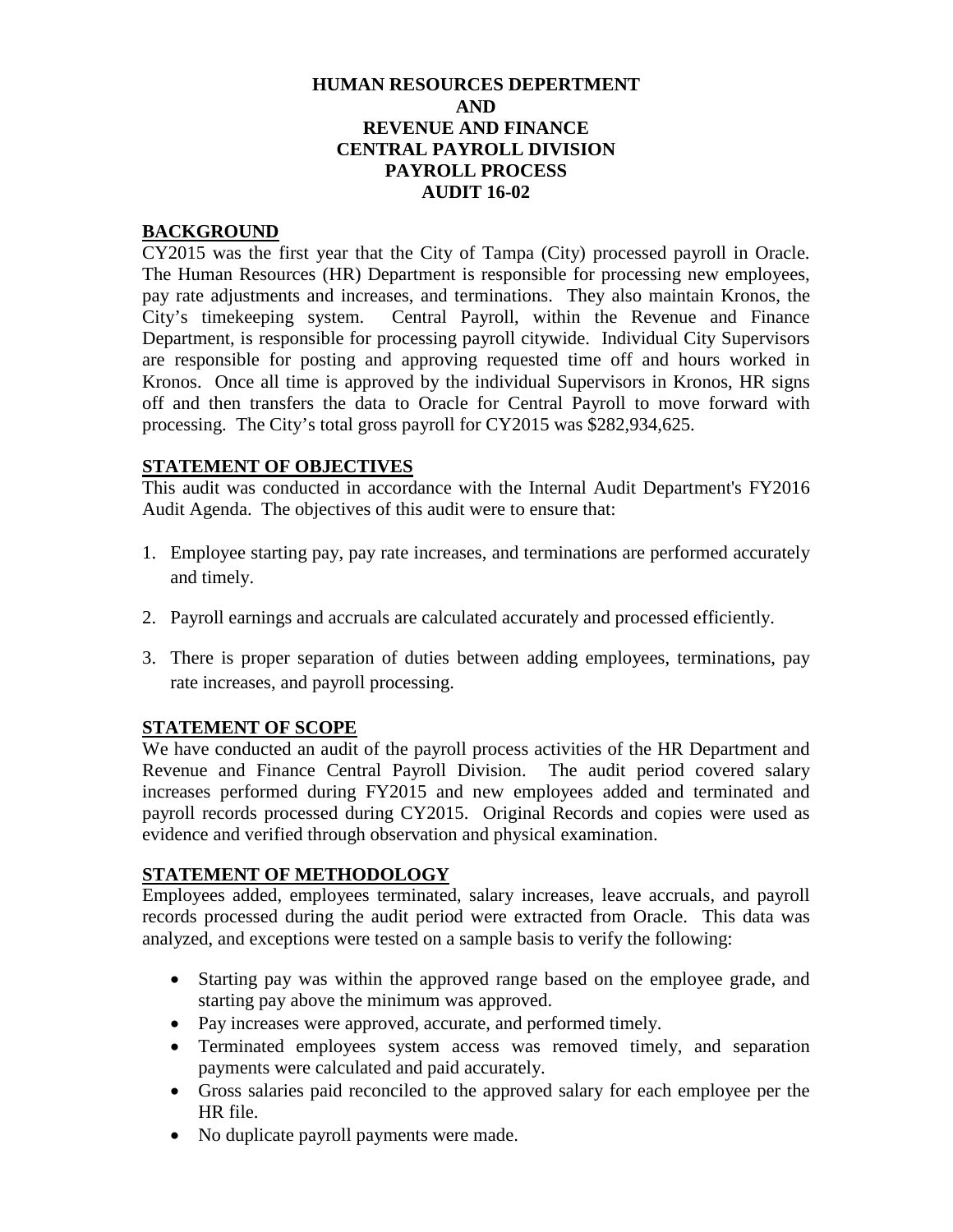**HUMAN RESOURCES DEPERTMENT**
**AND**
**REVENUE AND FINANCE**
**CENTRAL PAYROLL DIVISION**
**PAYROLL PROCESS**
**AUDIT 16-02**

## BACKGROUND

CY2015 was the first year that the City of Tampa (City) processed payroll in Oracle. The Human Resources (HR) Department is responsible for processing new employees, pay rate adjustments and increases, and terminations. They also maintain Kronos, the City's timekeeping system. Central Payroll, within the Revenue and Finance Department, is responsible for processing payroll citywide. Individual City Supervisors are responsible for posting and approving requested time off and hours worked in Kronos. Once all time is approved by the individual Supervisors in Kronos, HR signs off and then transfers the data to Oracle for Central Payroll to move forward with processing. The City's total gross payroll for CY2015 was $282,934,625.

## STATEMENT OF OBJECTIVES

This audit was conducted in accordance with the Internal Audit Department's FY2016 Audit Agenda. The objectives of this audit were to ensure that:

1. Employee starting pay, pay rate increases, and terminations are performed accurately and timely.
2. Payroll earnings and accruals are calculated accurately and processed efficiently.
3. There is proper separation of duties between adding employees, terminations, pay rate increases, and payroll processing.

## STATEMENT OF SCOPE

We have conducted an audit of the payroll process activities of the HR Department and Revenue and Finance Central Payroll Division. The audit period covered salary increases performed during FY2015 and new employees added and terminated and payroll records processed during CY2015. Original Records and copies were used as evidence and verified through observation and physical examination.

## STATEMENT OF METHODOLOGY

Employees added, employees terminated, salary increases, leave accruals, and payroll records processed during the audit period were extracted from Oracle. This data was analyzed, and exceptions were tested on a sample basis to verify the following:

- Starting pay was within the approved range based on the employee grade, and starting pay above the minimum was approved.
- Pay increases were approved, accurate, and performed timely.
- Terminated employees system access was removed timely, and separation payments were calculated and paid accurately.
- Gross salaries paid reconciled to the approved salary for each employee per the HR file.
- No duplicate payroll payments were made.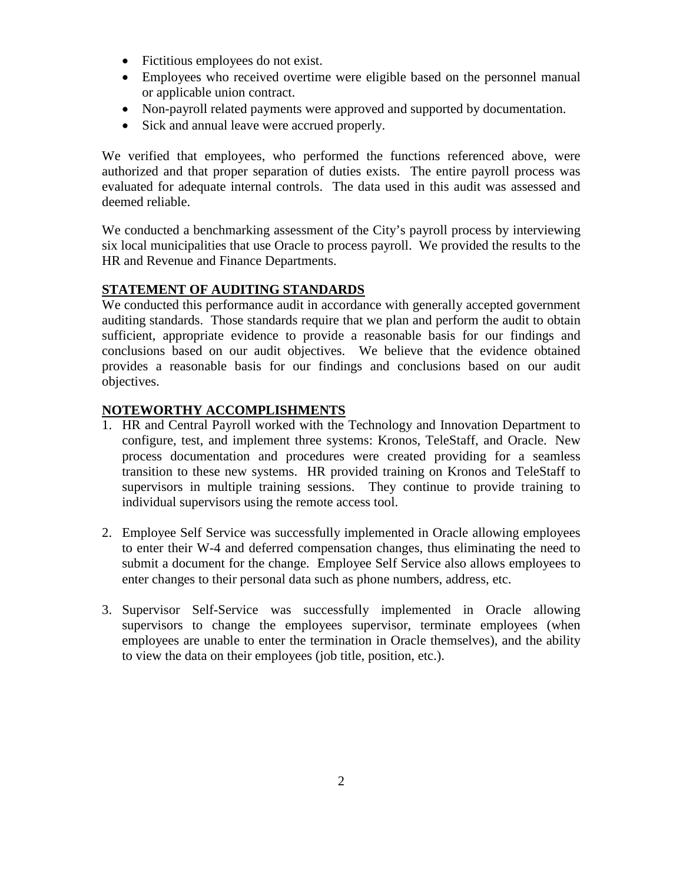- Fictitious employees do not exist.
- Employees who received overtime were eligible based on the personnel manual or applicable union contract.
- Non-payroll related payments were approved and supported by documentation.
- Sick and annual leave were accrued properly.

We verified that employees, who performed the functions referenced above, were authorized and that proper separation of duties exists. The entire payroll process was evaluated for adequate internal controls. The data used in this audit was assessed and deemed reliable.

We conducted a benchmarking assessment of the City's payroll process by interviewing six local municipalities that use Oracle to process payroll. We provided the results to the HR and Revenue and Finance Departments.

## STATEMENT OF AUDITING STANDARDS

We conducted this performance audit in accordance with generally accepted government auditing standards. Those standards require that we plan and perform the audit to obtain sufficient, appropriate evidence to provide a reasonable basis for our findings and conclusions based on our audit objectives. We believe that the evidence obtained provides a reasonable basis for our findings and conclusions based on our audit objectives.

## NOTEWORTHY ACCOMPLISHMENTS

1. HR and Central Payroll worked with the Technology and Innovation Department to configure, test, and implement three systems: Kronos, TeleStaff, and Oracle. New process documentation and procedures were created providing for a seamless transition to these new systems. HR provided training on Kronos and TeleStaff to supervisors in multiple training sessions. They continue to provide training to individual supervisors using the remote access tool.

2. Employee Self Service was successfully implemented in Oracle allowing employees to enter their W-4 and deferred compensation changes, thus eliminating the need to submit a document for the change. Employee Self Service also allows employees to enter changes to their personal data such as phone numbers, address, etc.

3. Supervisor Self-Service was successfully implemented in Oracle allowing supervisors to change the employees supervisor, terminate employees (when employees are unable to enter the termination in Oracle themselves), and the ability to view the data on their employees (job title, position, etc.).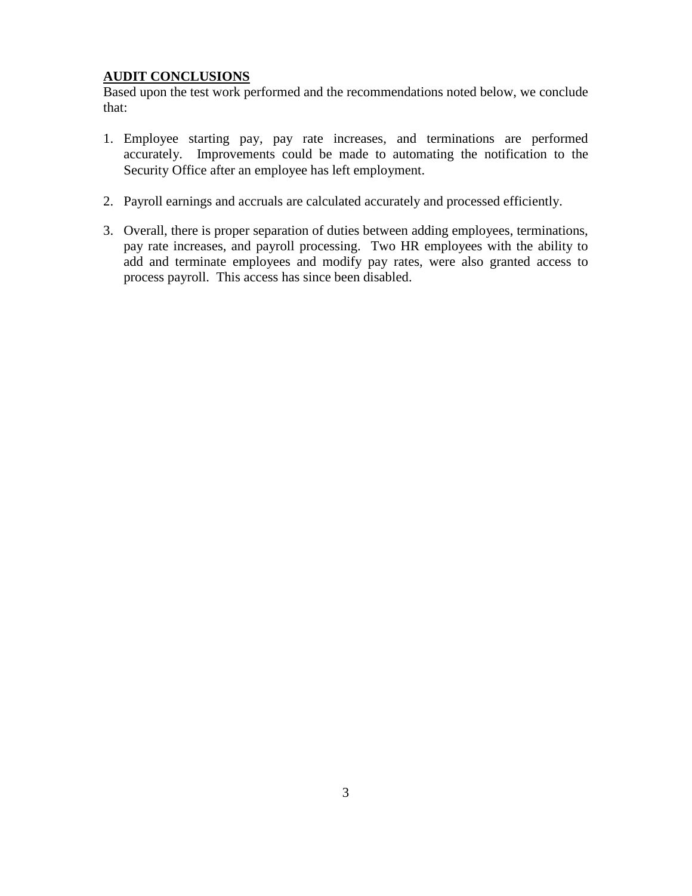## AUDIT CONCLUSIONS

Based upon the test work performed and the recommendations noted below, we conclude that:

1. Employee starting pay, pay rate increases, and terminations are performed accurately. Improvements could be made to automating the notification to the Security Office after an employee has left employment.

2. Payroll earnings and accruals are calculated accurately and processed efficiently.

3. Overall, there is proper separation of duties between adding employees, terminations, pay rate increases, and payroll processing. Two HR employees with the ability to add and terminate employees and modify pay rates, were also granted access to process payroll. This access has since been disabled.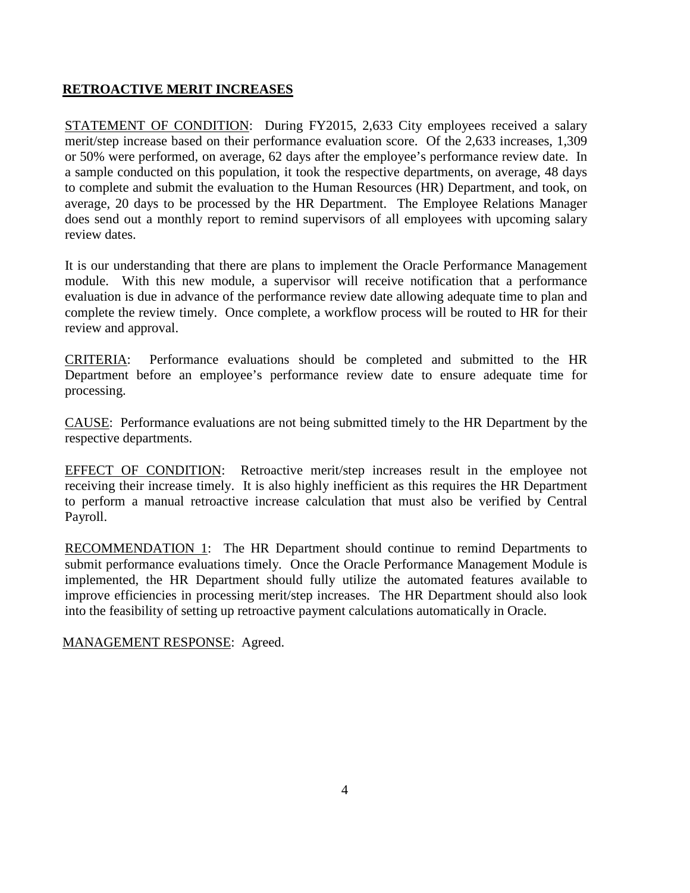## RETROACTIVE MERIT INCREASES

STATEMENT OF CONDITION: During FY2015, 2,633 City employees received a salary merit/step increase based on their performance evaluation score. Of the 2,633 increases, 1,309 or 50% were performed, on average, 62 days after the employee's performance review date. In a sample conducted on this population, it took the respective departments, on average, 48 days to complete and submit the evaluation to the Human Resources (HR) Department, and took, on average, 20 days to be processed by the HR Department. The Employee Relations Manager does send out a monthly report to remind supervisors of all employees with upcoming salary review dates.

It is our understanding that there are plans to implement the Oracle Performance Management module. With this new module, a supervisor will receive notification that a performance evaluation is due in advance of the performance review date allowing adequate time to plan and complete the review timely. Once complete, a workflow process will be routed to HR for their review and approval.

CRITERIA: Performance evaluations should be completed and submitted to the HR Department before an employee's performance review date to ensure adequate time for processing.

CAUSE: Performance evaluations are not being submitted timely to the HR Department by the respective departments.

EFFECT OF CONDITION: Retroactive merit/step increases result in the employee not receiving their increase timely. It is also highly inefficient as this requires the HR Department to perform a manual retroactive increase calculation that must also be verified by Central Payroll.

RECOMMENDATION 1: The HR Department should continue to remind Departments to submit performance evaluations timely. Once the Oracle Performance Management Module is implemented, the HR Department should fully utilize the automated features available to improve efficiencies in processing merit/step increases. The HR Department should also look into the feasibility of setting up retroactive payment calculations automatically in Oracle.

MANAGEMENT RESPONSE: Agreed.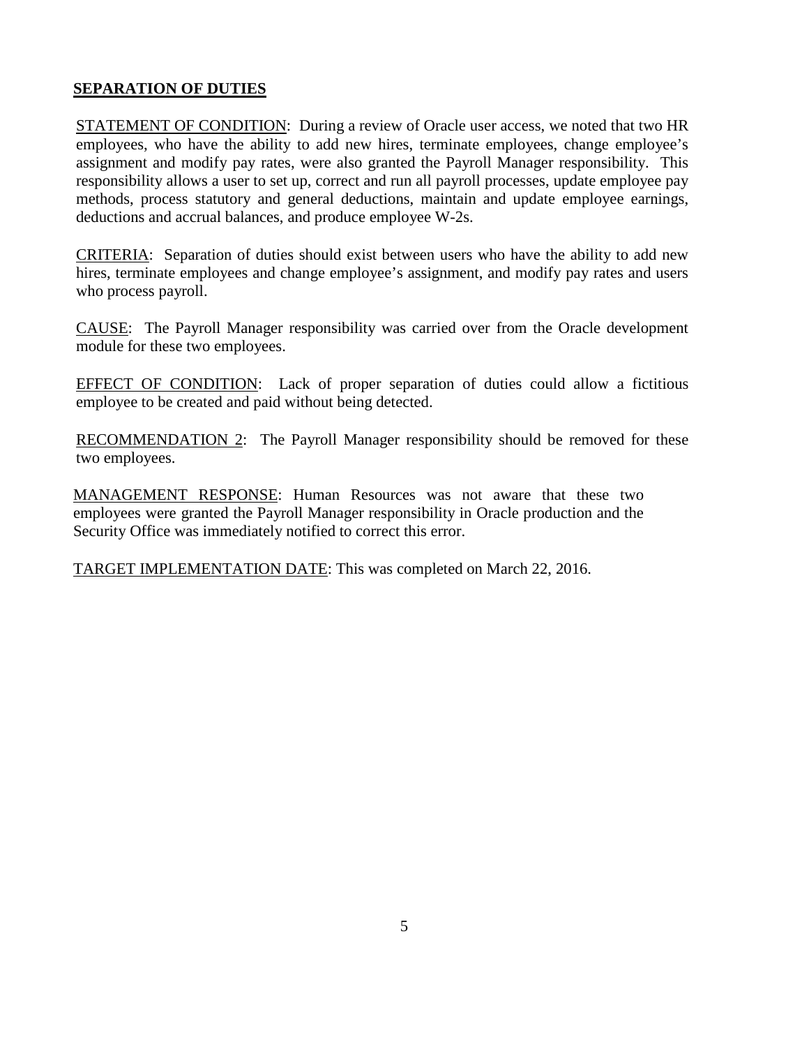## SEPARATION OF DUTIES

STATEMENT OF CONDITION: During a review of Oracle user access, we noted that two HR employees, who have the ability to add new hires, terminate employees, change employee's assignment and modify pay rates, were also granted the Payroll Manager responsibility. This responsibility allows a user to set up, correct and run all payroll processes, update employee pay methods, process statutory and general deductions, maintain and update employee earnings, deductions and accrual balances, and produce employee W-2s.

CRITERIA: Separation of duties should exist between users who have the ability to add new hires, terminate employees and change employee's assignment, and modify pay rates and users who process payroll.

CAUSE: The Payroll Manager responsibility was carried over from the Oracle development module for these two employees.

EFFECT OF CONDITION: Lack of proper separation of duties could allow a fictitious employee to be created and paid without being detected.

RECOMMENDATION 2: The Payroll Manager responsibility should be removed for these two employees.

MANAGEMENT RESPONSE: Human Resources was not aware that these two employees were granted the Payroll Manager responsibility in Oracle production and the Security Office was immediately notified to correct this error.

TARGET IMPLEMENTATION DATE: This was completed on March 22, 2016.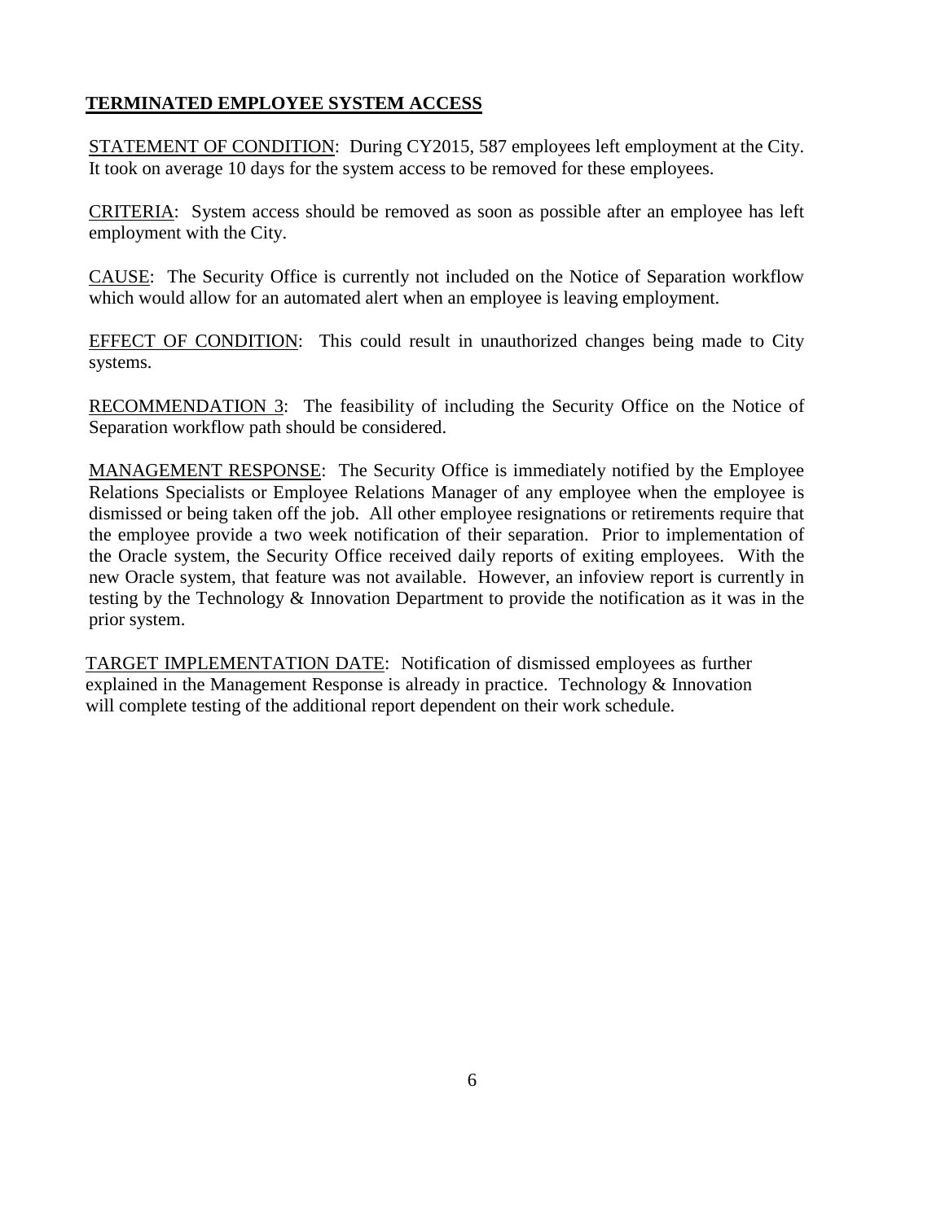## **TERMINATED EMPLOYEE SYSTEM ACCESS**

STATEMENT OF CONDITION: During CY2015, 587 employees left employment at the City. It took on average 10 days for the system access to be removed for these employees.

CRITERIA: System access should be removed as soon as possible after an employee has left employment with the City.

CAUSE: The Security Office is currently not included on the Notice of Separation workflow which would allow for an automated alert when an employee is leaving employment.

EFFECT OF CONDITION: This could result in unauthorized changes being made to City systems.

RECOMMENDATION 3: The feasibility of including the Security Office on the Notice of Separation workflow path should be considered.

MANAGEMENT RESPONSE: The Security Office is immediately notified by the Employee Relations Specialists or Employee Relations Manager of any employee when the employee is dismissed or being taken off the job. All other employee resignations or retirements require that the employee provide a two week notification of their separation. Prior to implementation of the Oracle system, the Security Office received daily reports of exiting employees. With the new Oracle system, that feature was not available. However, an infoview report is currently in testing by the Technology & Innovation Department to provide the notification as it was in the prior system.

TARGET IMPLEMENTATION DATE: Notification of dismissed employees as further explained in the Management Response is already in practice. Technology & Innovation will complete testing of the additional report dependent on their work schedule.